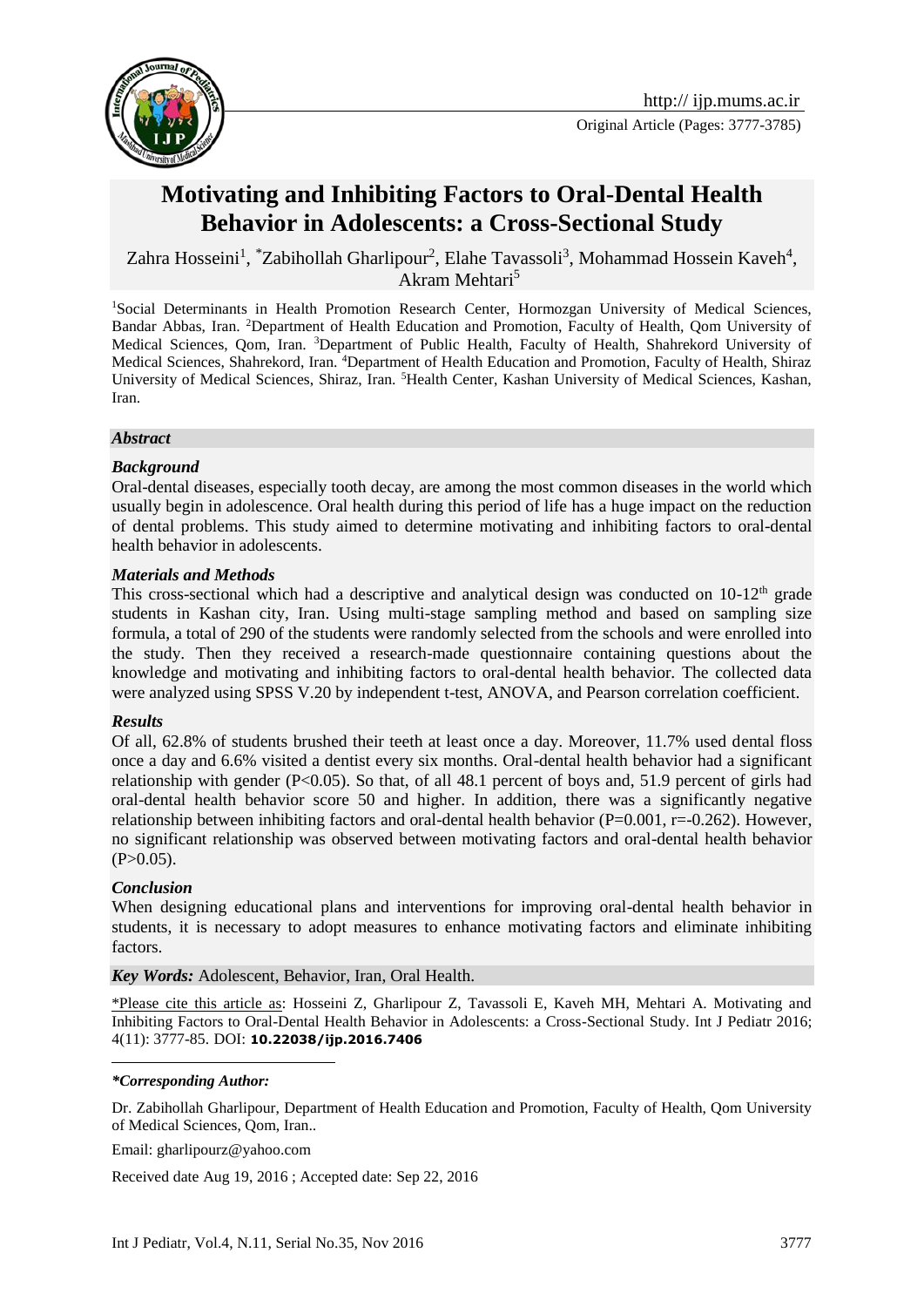Original Article (Pages: 3777-3785)

# Motivating and Inhibiting Factors to Oral-Dental Health Behavior in Adolescents: a Cross-Sectional Study

Zahra Hosseini[1], *Zabihollah Gharlipour[2], Elahe Tavassoli[3], Mohammad Hossein Kaveh[4], Akram Mehtari[5]

[1]Social Determinants in Health Promotion Research Center, Hormozgan University of Medical Sciences, Bandar Abbas, Iran. [2]Department of Health Education and Promotion, Faculty of Health, Qom University of Medical Sciences, Qom, Iran. [3]Department of Public Health, Faculty of Health, Shahrekord University of Medical Sciences, Shahrekord, Iran. [4]Department of Health Education and Promotion, Faculty of Health, Shiraz University of Medical Sciences, Shiraz, Iran. [5]Health Center, Kashan University of Medical Sciences, Kashan, Iran.

## *Abstract*

### *Background*

Oral-dental diseases, especially tooth decay, are among the most common diseases in the world which usually begin in adolescence. Oral health during this period of life has a huge impact on the reduction of dental problems. This study aimed to determine motivating and inhibiting factors to oral-dental health behavior in adolescents.

### *Materials and Methods*

This cross-sectional which had a descriptive and analytical design was conducted on 10-12$^{th}$ grade students in Kashan city, Iran. Using multi-stage sampling method and based on sampling size formula, a total of 290 of the students were randomly selected from the schools and were enrolled into the study. Then they received a research-made questionnaire containing questions about the knowledge and motivating and inhibiting factors to oral-dental health behavior. The collected data were analyzed using SPSS V.20 by independent t-test, ANOVA, and Pearson correlation coefficient.

### *Results*

Of all, 62.8% of students brushed their teeth at least once a day. Moreover, 11.7% used dental floss once a day and 6.6% visited a dentist every six months. Oral-dental health behavior had a significant relationship with gender ($P<0.05$). So that, of all 48.1 percent of boys and, 51.9 percent of girls had oral-dental health behavior score 50 and higher. In addition, there was a significantly negative relationship between inhibiting factors and oral-dental health behavior ($P=0.001$, $r=-0.262$). However, no significant relationship was observed between motivating factors and oral-dental health behavior ($P>0.05$).

### *Conclusion*

When designing educational plans and interventions for improving oral-dental health behavior in students, it is necessary to adopt measures to enhance motivating factors and eliminate inhibiting factors.

***Key Words:*** Adolescent, Behavior, Iran, Oral Health.

*Please cite this article as: Hosseini Z, Gharlipour Z, Tavassoli E, Kaveh MH, Mehtari A. Motivating and Inhibiting Factors to Oral-Dental Health Behavior in Adolescents: a Cross-Sectional Study. Int J Pediatr 2016; 4(11): 3777-85. DOI: **10.22038/ijp.2016.7406**

***Corresponding Author:***

Dr. Zabihollah Gharlipour, Department of Health Education and Promotion, Faculty of Health, Qom University of Medical Sciences, Qom, Iran..

Email: gharlipourz@yahoo.com

Received date Aug 19, 2016 ; Accepted date: Sep 22, 2016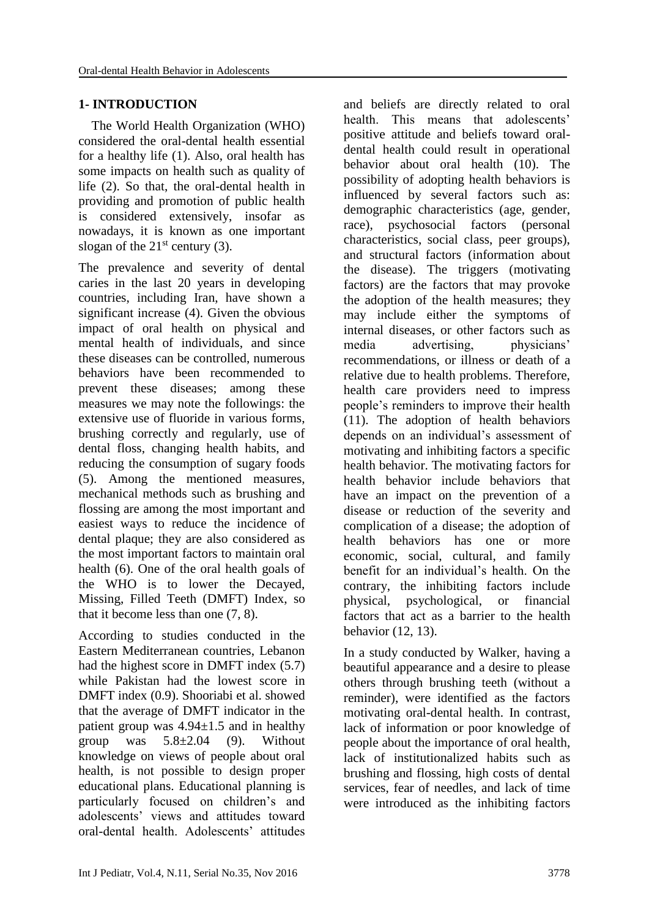## 1- INTRODUCTION

The World Health Organization (WHO) considered the oral-dental health essential for a healthy life (1). Also, oral health has some impacts on health such as quality of life (2). So that, the oral-dental health in providing and promotion of public health is considered extensively, insofar as nowadays, it is known as one important slogan of the $21^{st}$ century (3).

The prevalence and severity of dental caries in the last 20 years in developing countries, including Iran, have shown a significant increase (4). Given the obvious impact of oral health on physical and mental health of individuals, and since these diseases can be controlled, numerous behaviors have been recommended to prevent these diseases; among these measures we may note the followings: the extensive use of fluoride in various forms, brushing correctly and regularly, use of dental floss, changing health habits, and reducing the consumption of sugary foods (5). Among the mentioned measures, mechanical methods such as brushing and flossing are among the most important and easiest ways to reduce the incidence of dental plaque; they are also considered as the most important factors to maintain oral health (6). One of the oral health goals of the WHO is to lower the Decayed, Missing, Filled Teeth (DMFT) Index, so that it become less than one (7, 8).

According to studies conducted in the Eastern Mediterranean countries, Lebanon had the highest score in DMFT index (5.7) while Pakistan had the lowest score in DMFT index (0.9). Shooriabi et al. showed that the average of DMFT indicator in the patient group was $4.94 \pm 1.5$ and in healthy group was $5.8 \pm 2.04$ (9). Without knowledge on views of people about oral health, is not possible to design proper educational plans. Educational planning is particularly focused on children's and adolescents' views and attitudes toward oral-dental health. Adolescents' attitudes and beliefs are directly related to oral health. This means that adolescents' positive attitude and beliefs toward oral-dental health could result in operational behavior about oral health (10). The possibility of adopting health behaviors is influenced by several factors such as: demographic characteristics (age, gender, race), psychosocial factors (personal characteristics, social class, peer groups), and structural factors (information about the disease). The triggers (motivating factors) are the factors that may provoke the adoption of the health measures; they may include either the symptoms of internal diseases, or other factors such as media advertising, physicians' recommendations, or illness or death of a relative due to health problems. Therefore, health care providers need to impress people's reminders to improve their health (11). The adoption of health behaviors depends on an individual's assessment of motivating and inhibiting factors a specific health behavior. The motivating factors for health behavior include behaviors that have an impact on the prevention of a disease or reduction of the severity and complication of a disease; the adoption of health behaviors has one or more economic, social, cultural, and family benefit for an individual's health. On the contrary, the inhibiting factors include physical, psychological, or financial factors that act as a barrier to the health behavior (12, 13).

In a study conducted by Walker, having a beautiful appearance and a desire to please others through brushing teeth (without a reminder), were identified as the factors motivating oral-dental health. In contrast, lack of information or poor knowledge of people about the importance of oral health, lack of institutionalized habits such as brushing and flossing, high costs of dental services, fear of needles, and lack of time were introduced as the inhibiting factors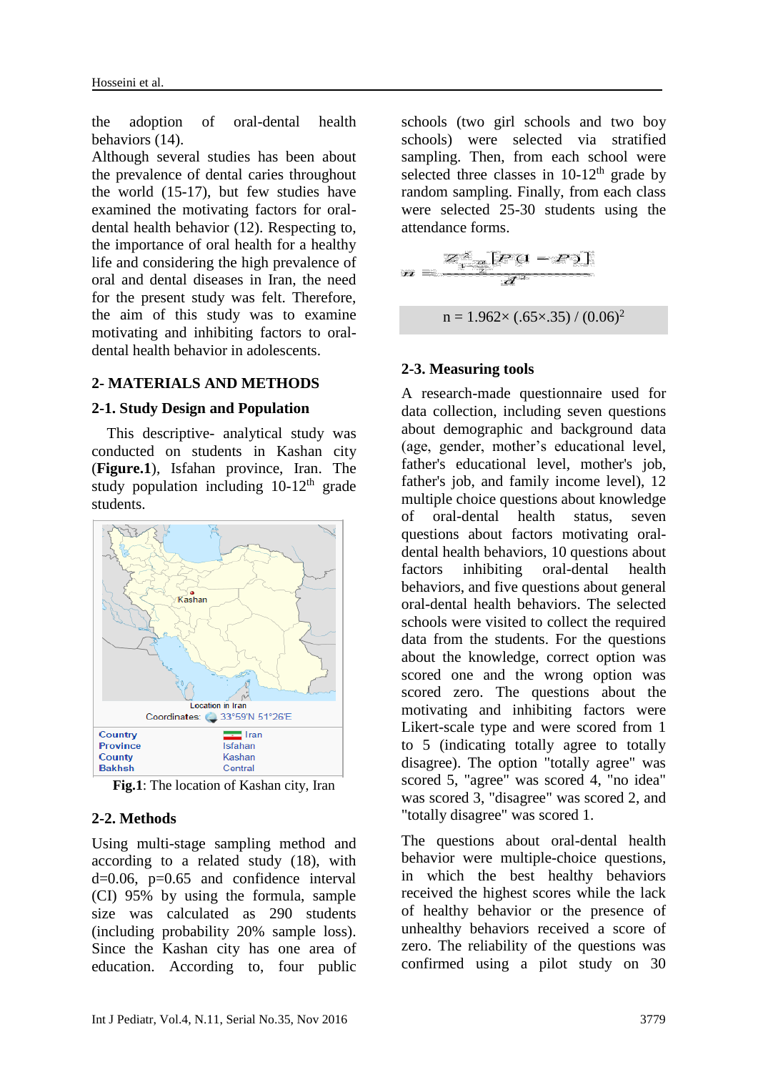the adoption of oral-dental health behaviors (14).

Although several studies has been about the prevalence of dental caries throughout the world (15-17), but few studies have examined the motivating factors for oral-dental health behavior (12). Respecting to, the importance of oral health for a healthy life and considering the high prevalence of oral and dental diseases in Iran, the need for the present study was felt. Therefore, the aim of this study was to examine motivating and inhibiting factors to oral-dental health behavior in adolescents.

## 2- MATERIALS AND METHODS

### 2-1. Study Design and Population

This descriptive- analytical study was conducted on students in Kashan city (**Figure.1**), Isfahan province, Iran. The study population including 10-12th grade students.

**Fig.1**: The location of Kashan city, Iran

### 2-2. Methods

Using multi-stage sampling method and according to a related study (18), with d=0.06, p=0.65 and confidence interval (CI) 95% by using the formula, sample size was calculated as 290 students (including probability 20% sample loss). Since the Kashan city has one area of education. According to, four public schools (two girl schools and two boy schools) were selected via stratified sampling. Then, from each school were selected three classes in 10-12th grade by random sampling. Finally, from each class were selected 25-30 students using the attendance forms.

$$n = \frac{Z^2_{1-\frac{\alpha}{2}}[P(1-P)]}{d^2}$$

$$n = 1.96^2 \times (.65 \times .35) / (0.06)^2$$

### 2-3. Measuring tools

A research-made questionnaire used for data collection, including seven questions about demographic and background data (age, gender, mother's educational level, father's educational level, mother's job, father's job, and family income level), 12 multiple choice questions about knowledge of oral-dental health status, seven questions about factors motivating oral-dental health behaviors, 10 questions about factors inhibiting oral-dental health behaviors, and five questions about general oral-dental health behaviors. The selected schools were visited to collect the required data from the students. For the questions about the knowledge, correct option was scored one and the wrong option was scored zero. The questions about the motivating and inhibiting factors were Likert-scale type and were scored from 1 to 5 (indicating totally agree to totally disagree). The option "totally agree" was scored 5, "agree" was scored 4, "no idea" was scored 3, "disagree" was scored 2, and "totally disagree" was scored 1.

The questions about oral-dental health behavior were multiple-choice questions, in which the best healthy behaviors received the highest scores while the lack of healthy behavior or the presence of unhealthy behaviors received a score of zero. The reliability of the questions was confirmed using a pilot study on 30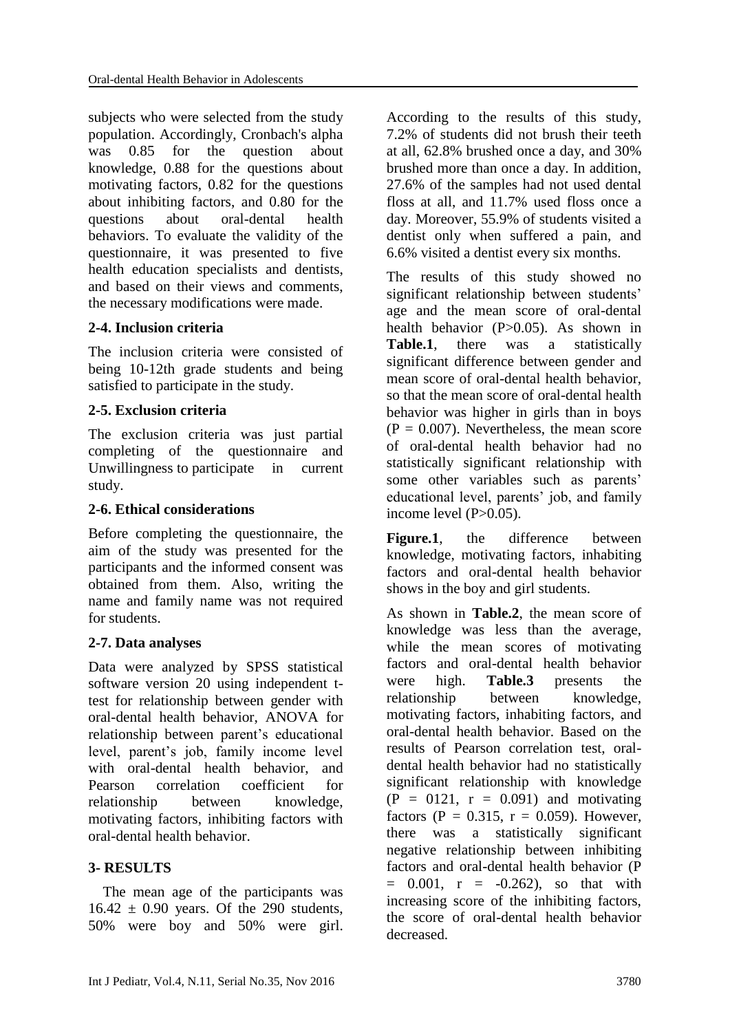subjects who were selected from the study population. Accordingly, Cronbach's alpha was 0.85 for the question about knowledge, 0.88 for the questions about motivating factors, 0.82 for the questions about inhibiting factors, and 0.80 for the questions about oral-dental health behaviors. To evaluate the validity of the questionnaire, it was presented to five health education specialists and dentists, and based on their views and comments, the necessary modifications were made.

### 2-4. Inclusion criteria

The inclusion criteria were consisted of being 10-12th grade students and being satisfied to participate in the study.

### 2-5. Exclusion criteria

The exclusion criteria was just partial completing of the questionnaire and Unwillingness to participate in current study.

### 2-6. Ethical considerations

Before completing the questionnaire, the aim of the study was presented for the participants and the informed consent was obtained from them. Also, writing the name and family name was not required for students.

### 2-7. Data analyses

Data were analyzed by SPSS statistical software version 20 using independent t-test for relationship between gender with oral-dental health behavior, ANOVA for relationship between parent's educational level, parent's job, family income level with oral-dental health behavior, and Pearson correlation coefficient for relationship between knowledge, motivating factors, inhibiting factors with oral-dental health behavior.

## 3- RESULTS

The mean age of the participants was $16.42 \pm 0.90$ years. Of the 290 students, 50% were boy and 50% were girl. According to the results of this study, 7.2% of students did not brush their teeth at all, 62.8% brushed once a day, and 30% brushed more than once a day. In addition, 27.6% of the samples had not used dental floss at all, and 11.7% used floss once a day. Moreover, 55.9% of students visited a dentist only when suffered a pain, and 6.6% visited a dentist every six months.

The results of this study showed no significant relationship between students' age and the mean score of oral-dental health behavior ($P>0.05$). As shown in **Table.1**, there was a statistically significant difference between gender and mean score of oral-dental health behavior, so that the mean score of oral-dental health behavior was higher in girls than in boys ($P = 0.007$). Nevertheless, the mean score of oral-dental health behavior had no statistically significant relationship with some other variables such as parents' educational level, parents' job, and family income level ($P>0.05$).

**Figure.1**, the difference between knowledge, motivating factors, inhabiting factors and oral-dental health behavior shows in the boy and girl students.

As shown in **Table.2**, the mean score of knowledge was less than the average, while the mean scores of motivating factors and oral-dental health behavior were high. **Table.3** presents the relationship between knowledge, motivating factors, inhabiting factors, and oral-dental health behavior. Based on the results of Pearson correlation test, oral-dental health behavior had no statistically significant relationship with knowledge ($P = 0121$, $r = 0.091$) and motivating factors ($P = 0.315$, $r = 0.059$). However, there was a statistically significant negative relationship between inhibiting factors and oral-dental health behavior ($P = 0.001$, $r = -0.262$), so that with increasing score of the inhibiting factors, the score of oral-dental health behavior decreased.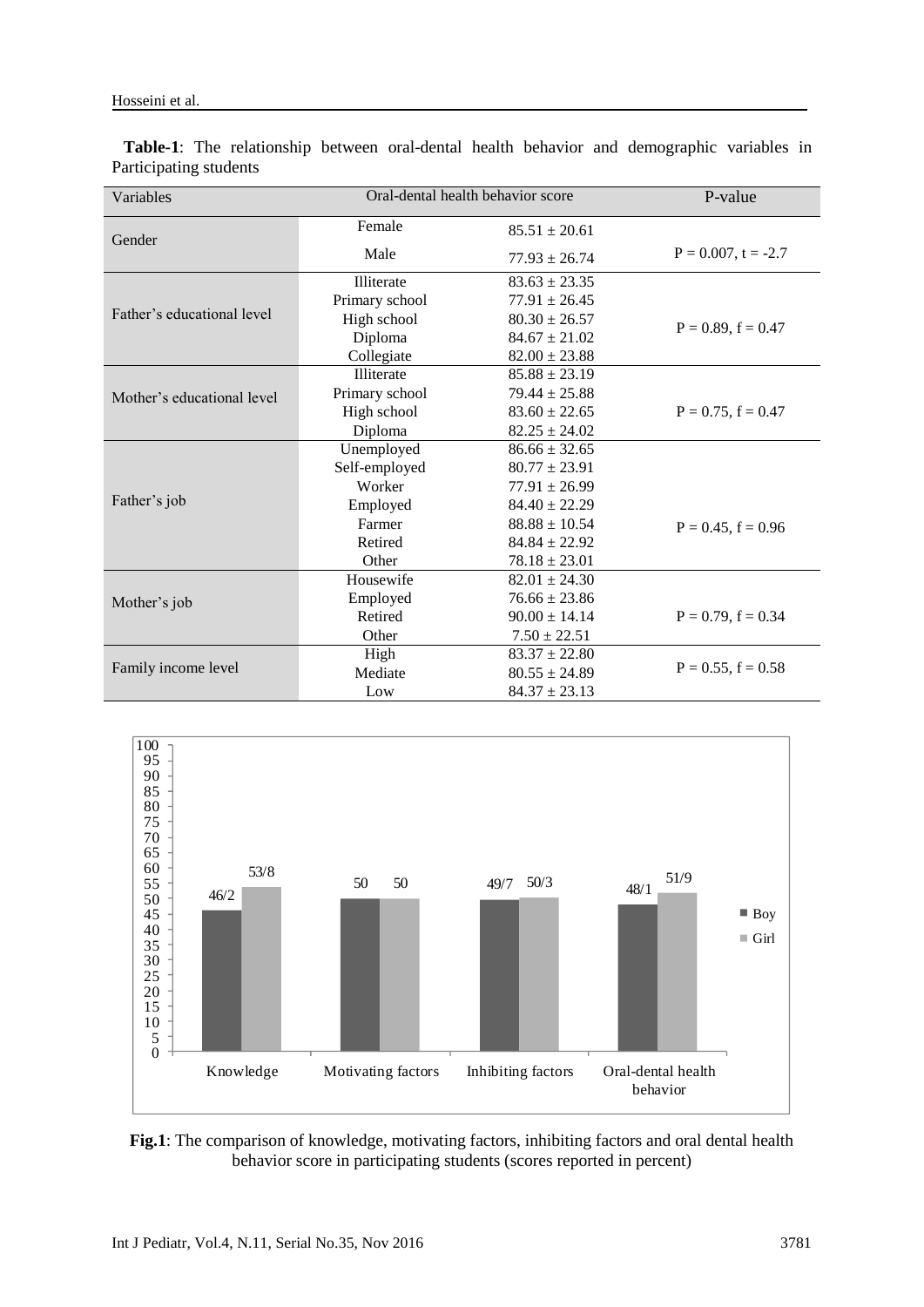**Table-1**: The relationship between oral-dental health behavior and demographic variables in Participating students

| Variables | Oral-dental health behavior score | | P-value |
|---|---|---|---|
| Gender | Female | 85.51 ± 20.61 | P = 0.007, t = -2.7 |
| | Male | 77.93 ± 26.74 | |
| Father's educational level | Illiterate | 83.63 ± 23.35 | P = 0.89, f = 0.47 |
| | Primary school | 77.91 ± 26.45 | |
| | High school | 80.30 ± 26.57 | |
| | Diploma | 84.67 ± 21.02 | |
| | Collegiate | 82.00 ± 23.88 | |
| Mother's educational level | Illiterate | 85.88 ± 23.19 | P = 0.75, f = 0.47 |
| | Primary school | 79.44 ± 25.88 | |
| | High school | 83.60 ± 22.65 | |
| | Diploma | 82.25 ± 24.02 | |
| Father's job | Unemployed | 86.66 ± 32.65 | P = 0.45, f = 0.96 |
| | Self-employed | 80.77 ± 23.91 | |
| | Worker | 77.91 ± 26.99 | |
| | Employed | 84.40 ± 22.29 | |
| | Farmer | 88.88 ± 10.54 | |
| | Retired | 84.84 ± 22.92 | |
| | Other | 78.18 ± 23.01 | |
| Mother's job | Housewife | 82.01 ± 24.30 | P = 0.79, f = 0.34 |
| | Employed | 76.66 ± 23.86 | |
| | Retired | 90.00 ± 14.14 | |
| | Other | 7.50 ± 22.51 | |
| Family income level | High | 83.37 ± 22.80 | P = 0.55, f = 0.58 |
| | Mediate | 80.55 ± 24.89 | |
| | Low | 84.37 ± 23.13 | |

| | Boy | Girl |
|---|---|---|
| Knowledge | 46/2 | 53/8 |
| Motivating factors | 50 | 50 |
| Inhibiting factors | 49/7 | 50/3 |
| Oral-dental health behavior | 48/1 | 51/9 |

**Fig.1**: The comparison of knowledge, motivating factors, inhibiting factors and oral dental health behavior score in participating students (scores reported in percent)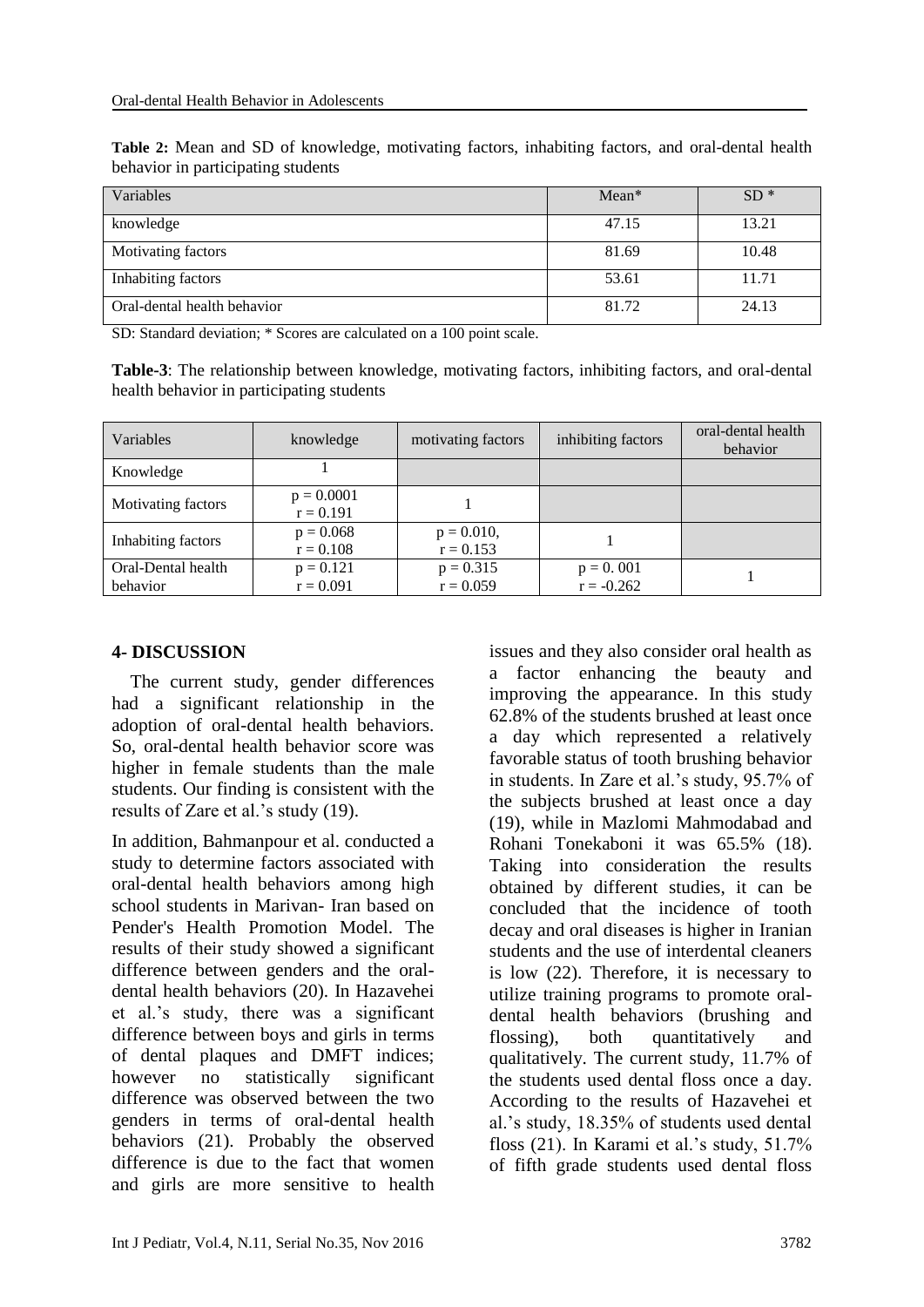**Table 2:** Mean and SD of knowledge, motivating factors, inhabiting factors, and oral-dental health behavior in participating students

| Variables | Mean* | SD * |
|---|---|---|
| knowledge | 47.15 | 13.21 |
| Motivating factors | 81.69 | 10.48 |
| Inhabiting factors | 53.61 | 11.71 |
| Oral-dental health behavior | 81.72 | 24.13 |

SD: Standard deviation; * Scores are calculated on a 100 point scale.

**Table-3**: The relationship between knowledge, motivating factors, inhibiting factors, and oral-dental health behavior in participating students

| Variables | knowledge | motivating factors | inhibiting factors | oral-dental health behavior |
|---|---|---|---|---|
| Knowledge | 1 | | | |
| Motivating factors | p = 0.0001 r = 0.191 | 1 | | |
| Inhabiting factors | p = 0.068 r = 0.108 | p = 0.010, r = 0.153 | 1 | |
| Oral-Dental health behavior | p = 0.121 r = 0.091 | p = 0.315 r = 0.059 | p = 0. 001 r = -0.262 | 1 |

## 4- DISCUSSION

The current study, gender differences had a significant relationship in the adoption of oral-dental health behaviors. So, oral-dental health behavior score was higher in female students than the male students. Our finding is consistent with the results of Zare et al.'s study (19).

In addition, Bahmanpour et al. conducted a study to determine factors associated with oral-dental health behaviors among high school students in Marivan- Iran based on Pender's Health Promotion Model. The results of their study showed a significant difference between genders and the oral-dental health behaviors (20). In Hazavehei et al.'s study, there was a significant difference between boys and girls in terms of dental plaques and DMFT indices; however no statistically significant difference was observed between the two genders in terms of oral-dental health behaviors (21). Probably the observed difference is due to the fact that women and girls are more sensitive to health issues and they also consider oral health as a factor enhancing the beauty and improving the appearance. In this study 62.8% of the students brushed at least once a day which represented a relatively favorable status of tooth brushing behavior in students. In Zare et al.'s study, 95.7% of the subjects brushed at least once a day (19), while in Mazlomi Mahmodabad and Rohani Tonekaboni it was 65.5% (18). Taking into consideration the results obtained by different studies, it can be concluded that the incidence of tooth decay and oral diseases is higher in Iranian students and the use of interdental cleaners is low (22). Therefore, it is necessary to utilize training programs to promote oral-dental health behaviors (brushing and flossing), both quantitatively and qualitatively. The current study, 11.7% of the students used dental floss once a day. According to the results of Hazavehei et al.'s study, 18.35% of students used dental floss (21). In Karami et al.'s study, 51.7% of fifth grade students used dental floss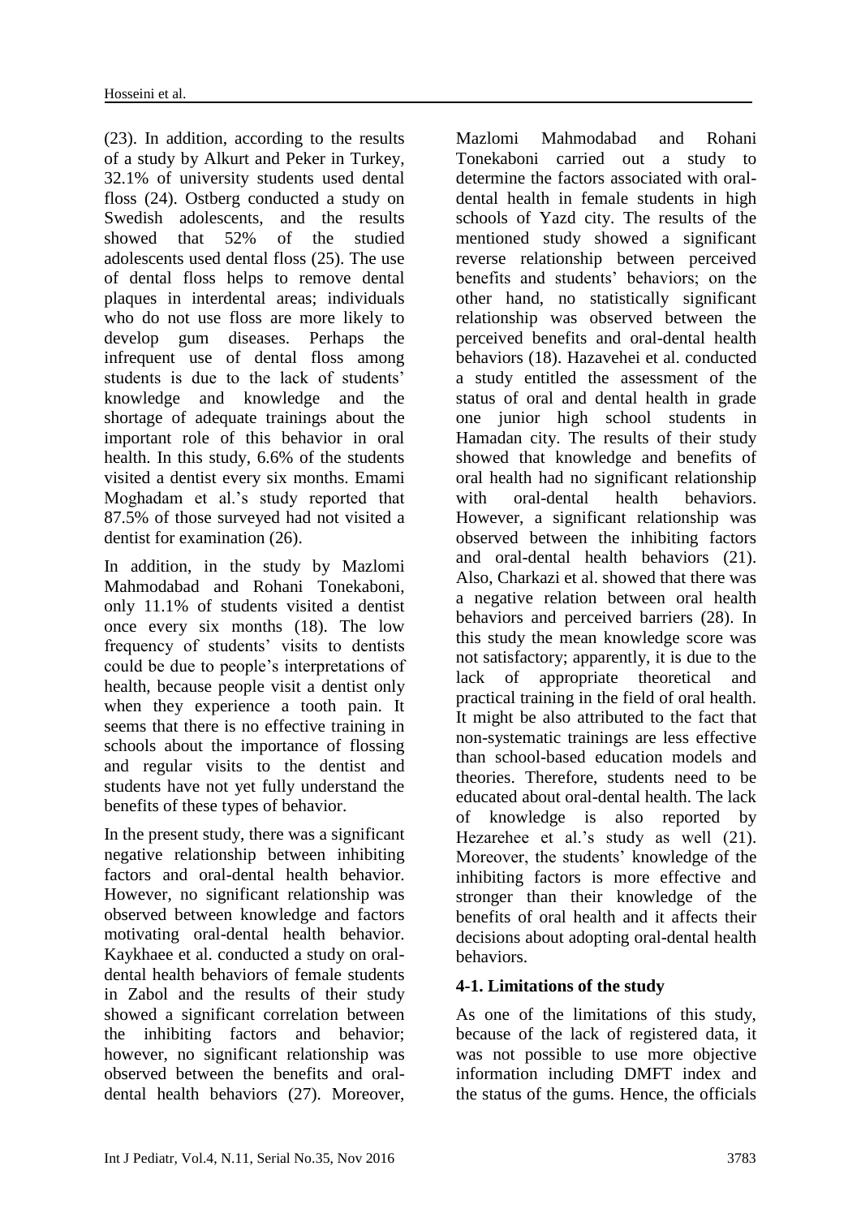(23). In addition, according to the results of a study by Alkurt and Peker in Turkey, 32.1% of university students used dental floss (24). Ostberg conducted a study on Swedish adolescents, and the results showed that 52% of the studied adolescents used dental floss (25). The use of dental floss helps to remove dental plaques in interdental areas; individuals who do not use floss are more likely to develop gum diseases. Perhaps the infrequent use of dental floss among students is due to the lack of students' knowledge and knowledge and the shortage of adequate trainings about the important role of this behavior in oral health. In this study, 6.6% of the students visited a dentist every six months. Emami Moghadam et al.'s study reported that 87.5% of those surveyed had not visited a dentist for examination (26).

In addition, in the study by Mazlomi Mahmodabad and Rohani Tonekaboni, only 11.1% of students visited a dentist once every six months (18). The low frequency of students' visits to dentists could be due to people's interpretations of health, because people visit a dentist only when they experience a tooth pain. It seems that there is no effective training in schools about the importance of flossing and regular visits to the dentist and students have not yet fully understand the benefits of these types of behavior.

In the present study, there was a significant negative relationship between inhibiting factors and oral-dental health behavior. However, no significant relationship was observed between knowledge and factors motivating oral-dental health behavior. Kaykhaee et al. conducted a study on oral-dental health behaviors of female students in Zabol and the results of their study showed a significant correlation between the inhibiting factors and behavior; however, no significant relationship was observed between the benefits and oral-dental health behaviors (27). Moreover, Mazlomi Mahmodabad and Rohani Tonekaboni carried out a study to determine the factors associated with oral-dental health in female students in high schools of Yazd city. The results of the mentioned study showed a significant reverse relationship between perceived benefits and students' behaviors; on the other hand, no statistically significant relationship was observed between the perceived benefits and oral-dental health behaviors (18). Hazavehei et al. conducted a study entitled the assessment of the status of oral and dental health in grade one junior high school students in Hamadan city. The results of their study showed that knowledge and benefits of oral health had no significant relationship with oral-dental health behaviors. However, a significant relationship was observed between the inhibiting factors and oral-dental health behaviors (21). Also, Charkazi et al. showed that there was a negative relation between oral health behaviors and perceived barriers (28). In this study the mean knowledge score was not satisfactory; apparently, it is due to the lack of appropriate theoretical and practical training in the field of oral health. It might be also attributed to the fact that non-systematic trainings are less effective than school-based education models and theories. Therefore, students need to be educated about oral-dental health. The lack of knowledge is also reported by Hezarehee et al.'s study as well (21). Moreover, the students' knowledge of the inhibiting factors is more effective and stronger than their knowledge of the benefits of oral health and it affects their decisions about adopting oral-dental health behaviors.

### 4-1. Limitations of the study

As one of the limitations of this study, because of the lack of registered data, it was not possible to use more objective information including DMFT index and the status of the gums. Hence, the officials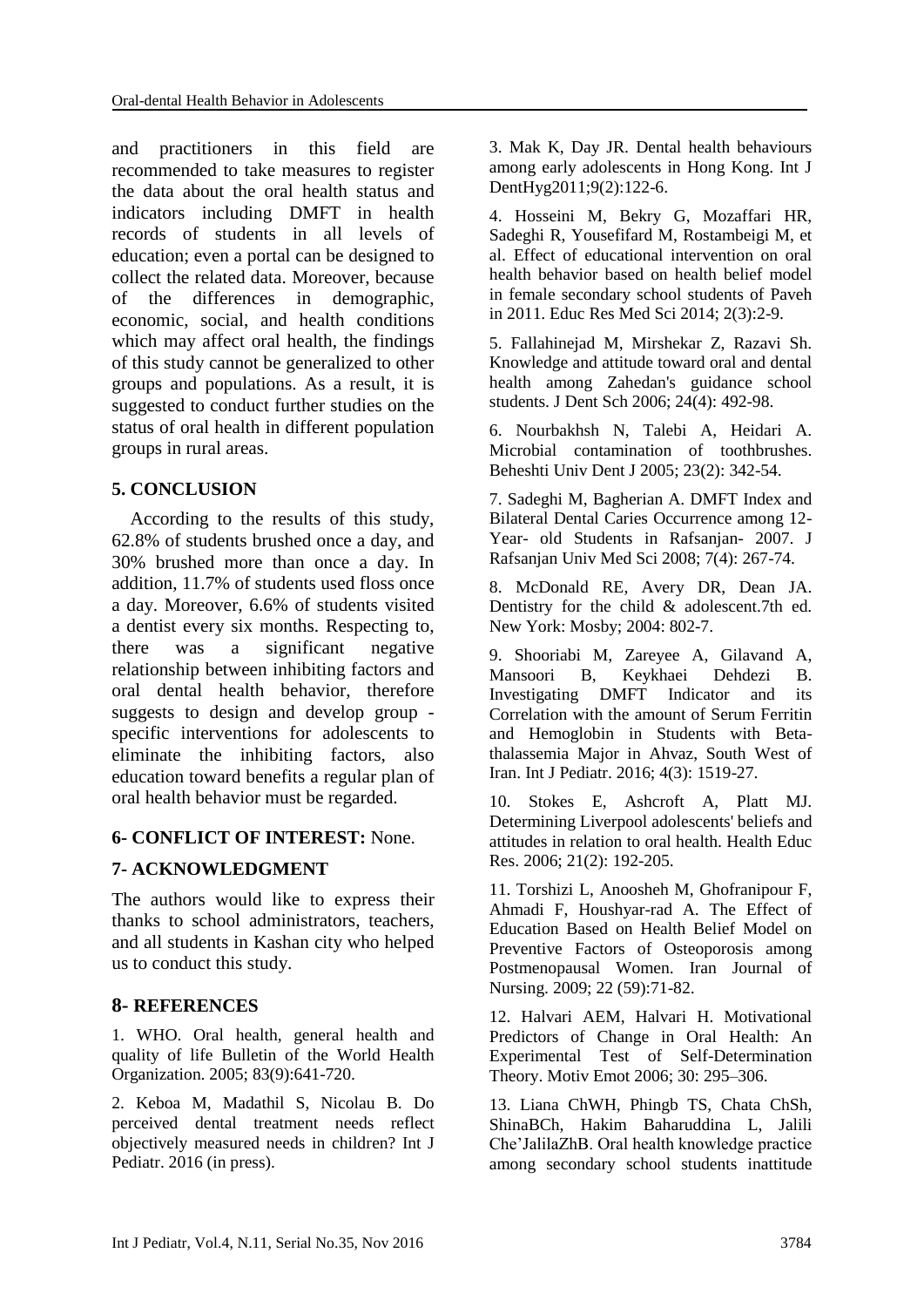and practitioners in this field are recommended to take measures to register the data about the oral health status and indicators including DMFT in health records of students in all levels of education; even a portal can be designed to collect the related data. Moreover, because of the differences in demographic, economic, social, and health conditions which may affect oral health, the findings of this study cannot be generalized to other groups and populations. As a result, it is suggested to conduct further studies on the status of oral health in different population groups in rural areas.

## 5. CONCLUSION

According to the results of this study, 62.8% of students brushed once a day, and 30% brushed more than once a day. In addition, 11.7% of students used floss once a day. Moreover, 6.6% of students visited a dentist every six months. Respecting to, there was a significant negative relationship between inhibiting factors and oral dental health behavior, therefore suggests to design and develop group - specific interventions for adolescents to eliminate the inhibiting factors, also education toward benefits a regular plan of oral health behavior must be regarded.

## 6- CONFLICT OF INTEREST: None.

## 7- ACKNOWLEDGMENT

The authors would like to express their thanks to school administrators, teachers, and all students in Kashan city who helped us to conduct this study.

## 8- REFERENCES

1. WHO. Oral health, general health and quality of life Bulletin of the World Health Organization. 2005; 83(9):641-720.

2. Keboa M, Madathil S, Nicolau B. Do perceived dental treatment needs reflect objectively measured needs in children? Int J Pediatr. 2016 (in press).

3. Mak K, Day JR. Dental health behaviours among early adolescents in Hong Kong. Int J DentHyg2011;9(2):122-6.

4. Hosseini M, Bekry G, Mozaffari HR, Sadeghi R, Yousefifard M, Rostambeigi M, et al. Effect of educational intervention on oral health behavior based on health belief model in female secondary school students of Paveh in 2011. Educ Res Med Sci 2014; 2(3):2-9.

5. Fallahinejad M, Mirshekar Z, Razavi Sh. Knowledge and attitude toward oral and dental health among Zahedan's guidance school students. J Dent Sch 2006; 24(4): 492-98.

6. Nourbakhsh N, Talebi A, Heidari A. Microbial contamination of toothbrushes. Beheshti Univ Dent J 2005; 23(2): 342-54.

7. Sadeghi M, Bagherian A. DMFT Index and Bilateral Dental Caries Occurrence among 12-Year- old Students in Rafsanjan- 2007. J Rafsanjan Univ Med Sci 2008; 7(4): 267-74.

8. McDonald RE, Avery DR, Dean JA. Dentistry for the child & adolescent.7th ed. New York: Mosby; 2004: 802-7.

9. Shooriabi M, Zareyee A, Gilavand A, Mansoori B, Keykhaei Dehdezi B. Investigating DMFT Indicator and its Correlation with the amount of Serum Ferritin and Hemoglobin in Students with Beta-thalassemia Major in Ahvaz, South West of Iran. Int J Pediatr. 2016; 4(3): 1519-27.

10. Stokes E, Ashcroft A, Platt MJ. Determining Liverpool adolescents' beliefs and attitudes in relation to oral health. Health Educ Res. 2006; 21(2): 192-205.

11. Torshizi L, Anoosheh M, Ghofranipour F, Ahmadi F, Houshyar-rad A. The Effect of Education Based on Health Belief Model on Preventive Factors of Osteoporosis among Postmenopausal Women. Iran Journal of Nursing. 2009; 22 (59):71-82.

12. Halvari AEM, Halvari H. Motivational Predictors of Change in Oral Health: An Experimental Test of Self-Determination Theory. Motiv Emot 2006; 30: 295–306.

13. Liana ChWH, Phingb TS, Chata ChSh, ShinaBCh, Hakim Baharuddina L, Jalili Che'JalilaZhB. Oral health knowledge practice among secondary school students inattitude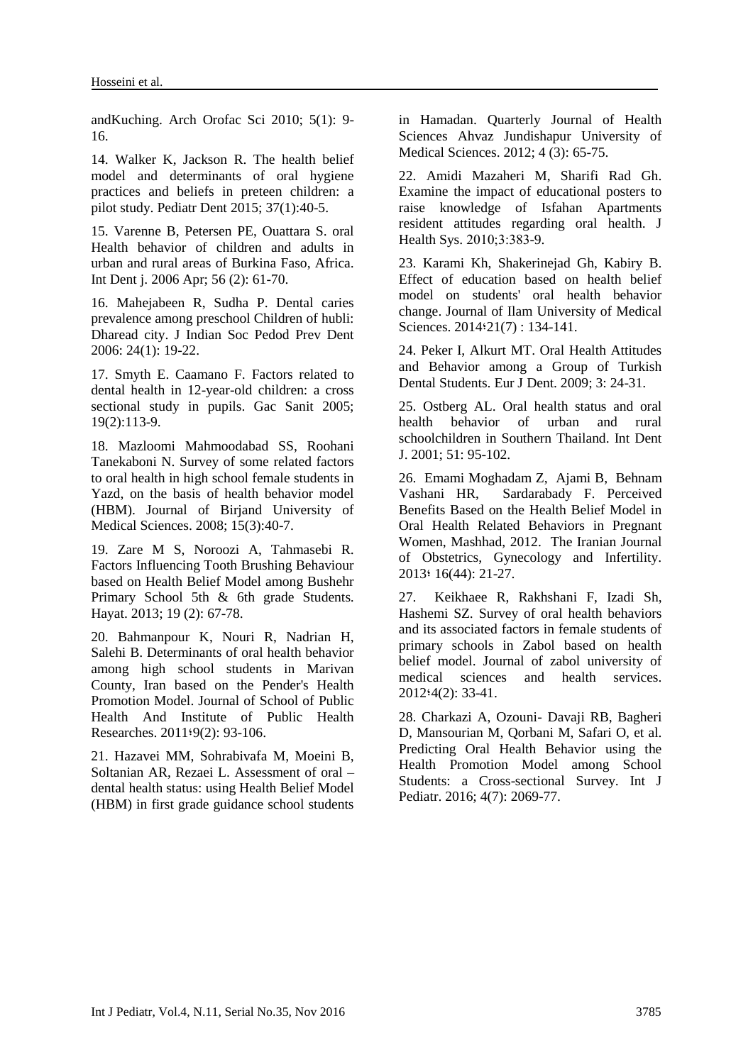andKuching. Arch Orofac Sci 2010; 5(1): 9-16.

14. Walker K, Jackson R. The health belief model and determinants of oral hygiene practices and beliefs in preteen children: a pilot study. Pediatr Dent 2015; 37(1):40-5.

15. Varenne B, Petersen PE, Ouattara S. oral Health behavior of children and adults in urban and rural areas of Burkina Faso, Africa. Int Dent j. 2006 Apr; 56 (2): 61-70.

16. Mahejabeen R, Sudha P. Dental caries prevalence among preschool Children of hubli: Dharead city. J Indian Soc Pedod Prev Dent 2006: 24(1): 19-22.

17. Smyth E. Caamano F. Factors related to dental health in 12-year-old children: a cross sectional study in pupils. Gac Sanit 2005; 19(2):113-9.

18. Mazloomi Mahmoodabad SS, Roohani Tanekaboni N. Survey of some related factors to oral health in high school female students in Yazd, on the basis of health behavior model (HBM). Journal of Birjand University of Medical Sciences. 2008; 15(3):40-7.

19. Zare M S, Noroozi A, Tahmasebi R. Factors Influencing Tooth Brushing Behaviour based on Health Belief Model among Bushehr Primary School 5th & 6th grade Students. Hayat. 2013; 19 (2): 67-78.

20. Bahmanpour K, Nouri R, Nadrian H, Salehi B. Determinants of oral health behavior among high school students in Marivan County, Iran based on the Pender's Health Promotion Model. Journal of School of Public Health And Institute of Public Health Researches. 2011؛9(2): 93-106.

21. Hazavei MM, Sohrabivafa M, Moeini B, Soltanian AR, Rezaei L. Assessment of oral – dental health status: using Health Belief Model (HBM) in first grade guidance school students in Hamadan. Quarterly Journal of Health Sciences Ahvaz Jundishapur University of Medical Sciences. 2012; 4 (3): 65-75.

22. Amidi Mazaheri M, Sharifi Rad Gh. Examine the impact of educational posters to raise knowledge of Isfahan Apartments resident attitudes regarding oral health. J Health Sys. 2010;3:383-9.

23. Karami Kh, Shakerinejad Gh, Kabiry B. Effect of education based on health belief model on students' oral health behavior change. Journal of Ilam University of Medical Sciences. 2014؛21(7) : 134-141.

24. Peker I, Alkurt MT. Oral Health Attitudes and Behavior among a Group of Turkish Dental Students. Eur J Dent. 2009; 3: 24-31.

25. Ostberg AL. Oral health status and oral health behavior of urban and rural schoolchildren in Southern Thailand. Int Dent J. 2001; 51: 95-102.

26. Emami Moghadam Z, Ajami B, Behnam Vashani HR, Sardarabady F. Perceived Benefits Based on the Health Belief Model in Oral Health Related Behaviors in Pregnant Women, Mashhad, 2012. The Iranian Journal of Obstetrics, Gynecology and Infertility. 2013؛ 16(44): 21-27.

27. Keikhaee R, Rakhshani F, Izadi Sh, Hashemi SZ. Survey of oral health behaviors and its associated factors in female students of primary schools in Zabol based on health belief model. Journal of zabol university of medical sciences and health services. 2012؛4(2): 33-41.

28. Charkazi A, Ozouni- Davaji RB, Bagheri D, Mansourian M, Qorbani M, Safari O, et al. Predicting Oral Health Behavior using the Health Promotion Model among School Students: a Cross-sectional Survey. Int J Pediatr. 2016; 4(7): 2069-77.